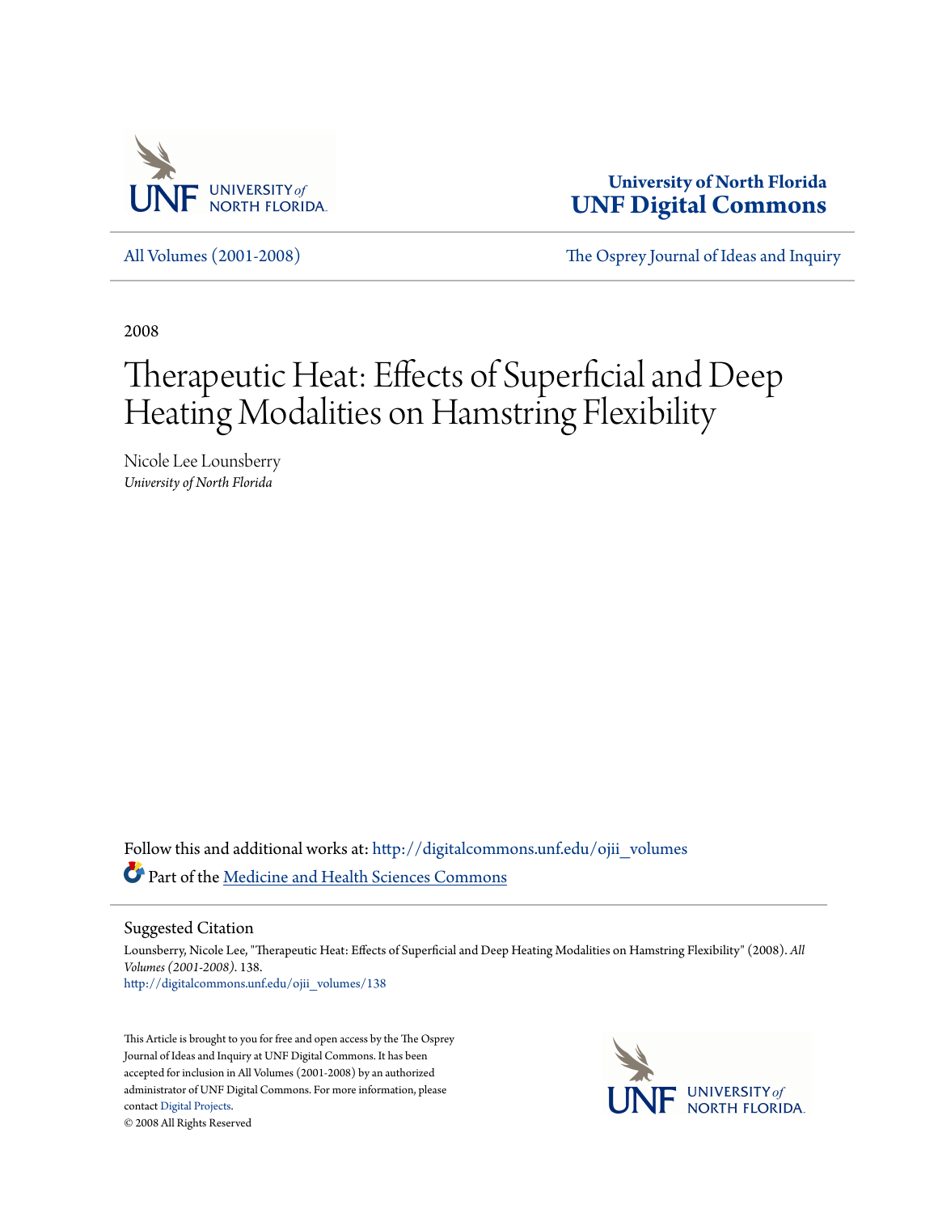University of North Florida
**UNF Digital Commons**

All Volumes (2001-2008) | The Osprey Journal of Ideas and Inquiry

2008

# Therapeutic Heat: Effects of Superficial and Deep Heating Modalities on Hamstring Flexibility

Nicole Lee Lounsberry
*University of North Florida*

Follow this and additional works at: http://digitalcommons.unf.edu/ojii_volumes

Part of the Medicine and Health Sciences Commons

## Suggested Citation

Lounsberry, Nicole Lee, "Therapeutic Heat: Effects of Superficial and Deep Heating Modalities on Hamstring Flexibility" (2008). *All Volumes (2001-2008)*. 138.
http://digitalcommons.unf.edu/ojii_volumes/138

This Article is brought to you for free and open access by the The Osprey Journal of Ideas and Inquiry at UNF Digital Commons. It has been accepted for inclusion in All Volumes (2001-2008) by an authorized administrator of UNF Digital Commons. For more information, please contact Digital Projects.
© 2008 All Rights Reserved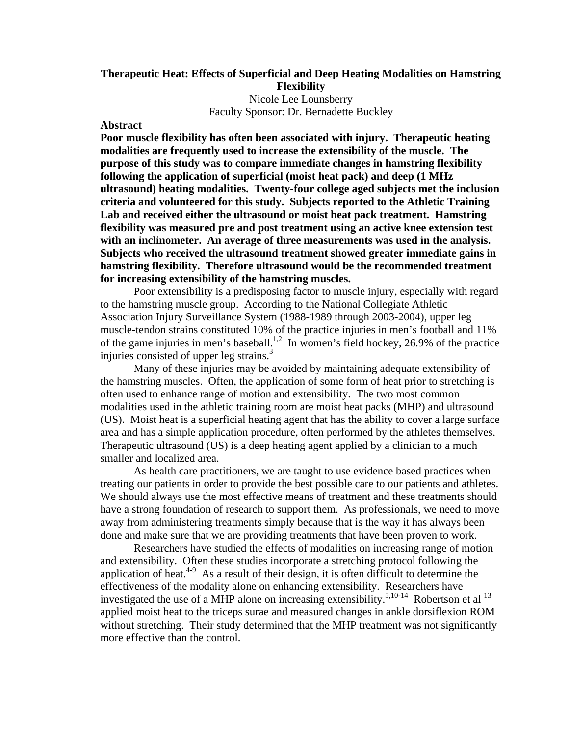**Therapeutic Heat: Effects of Superficial and Deep Heating Modalities on Hamstring Flexibility**

Nicole Lee Lounsberry

Faculty Sponsor: Dr. Bernadette Buckley

**Abstract**

**Poor muscle flexibility has often been associated with injury. Therapeutic heating modalities are frequently used to increase the extensibility of the muscle. The purpose of this study was to compare immediate changes in hamstring flexibility following the application of superficial (moist heat pack) and deep (1 MHz ultrasound) heating modalities. Twenty-four college aged subjects met the inclusion criteria and volunteered for this study. Subjects reported to the Athletic Training Lab and received either the ultrasound or moist heat pack treatment. Hamstring flexibility was measured pre and post treatment using an active knee extension test with an inclinometer. An average of three measurements was used in the analysis. Subjects who received the ultrasound treatment showed greater immediate gains in hamstring flexibility. Therefore ultrasound would be the recommended treatment for increasing extensibility of the hamstring muscles.**

Poor extensibility is a predisposing factor to muscle injury, especially with regard to the hamstring muscle group. According to the National Collegiate Athletic Association Injury Surveillance System (1988-1989 through 2003-2004), upper leg muscle-tendon strains constituted 10% of the practice injuries in men's football and 11% of the game injuries in men's baseball.[1,2] In women's field hockey, 26.9% of the practice injuries consisted of upper leg strains.[3]

Many of these injuries may be avoided by maintaining adequate extensibility of the hamstring muscles. Often, the application of some form of heat prior to stretching is often used to enhance range of motion and extensibility. The two most common modalities used in the athletic training room are moist heat packs (MHP) and ultrasound (US). Moist heat is a superficial heating agent that has the ability to cover a large surface area and has a simple application procedure, often performed by the athletes themselves. Therapeutic ultrasound (US) is a deep heating agent applied by a clinician to a much smaller and localized area.

As health care practitioners, we are taught to use evidence based practices when treating our patients in order to provide the best possible care to our patients and athletes. We should always use the most effective means of treatment and these treatments should have a strong foundation of research to support them. As professionals, we need to move away from administering treatments simply because that is the way it has always been done and make sure that we are providing treatments that have been proven to work.

Researchers have studied the effects of modalities on increasing range of motion and extensibility. Often these studies incorporate a stretching protocol following the application of heat.[4-9] As a result of their design, it is often difficult to determine the effectiveness of the modality alone on enhancing extensibility. Researchers have investigated the use of a MHP alone on increasing extensibility.[5,10-14] Robertson et al [13] applied moist heat to the triceps surae and measured changes in ankle dorsiflexion ROM without stretching. Their study determined that the MHP treatment was not significantly more effective than the control.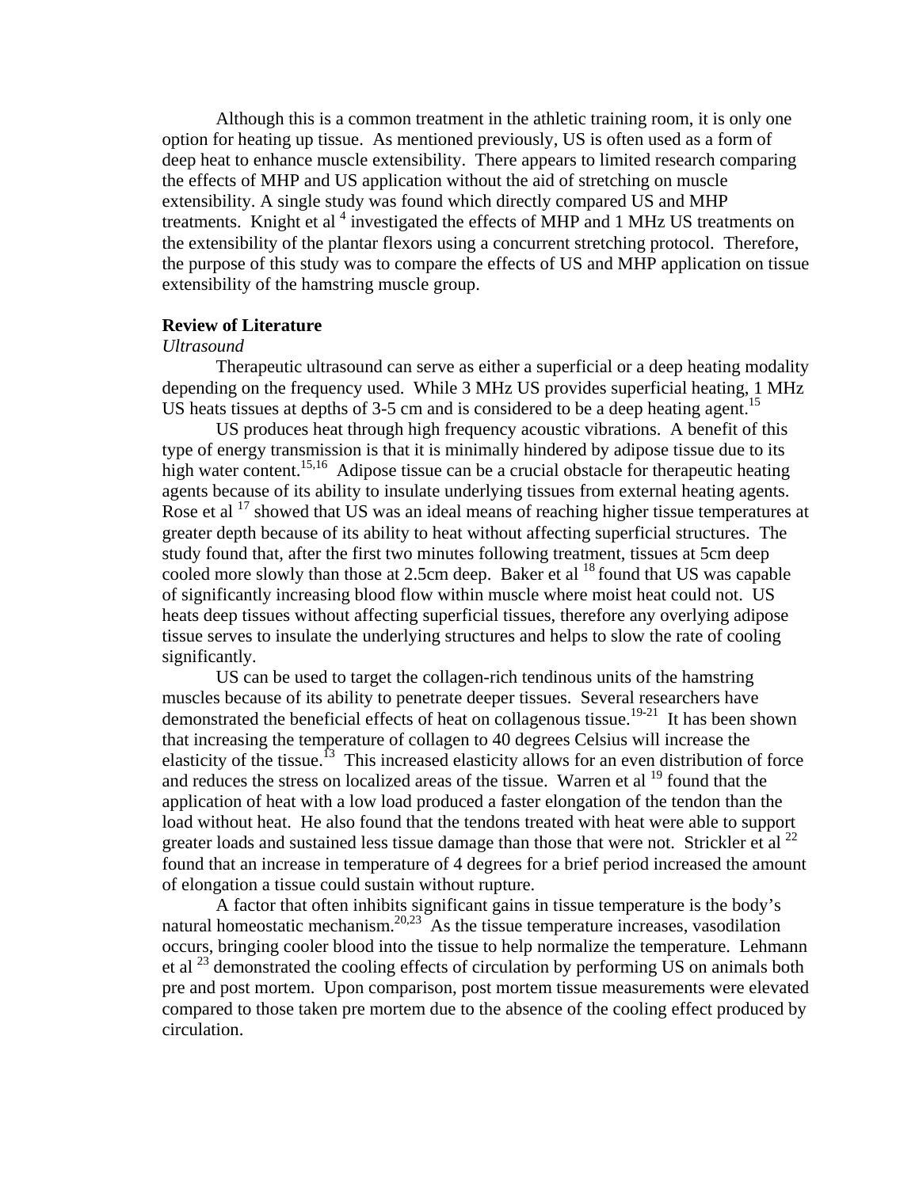Although this is a common treatment in the athletic training room, it is only one option for heating up tissue. As mentioned previously, US is often used as a form of deep heat to enhance muscle extensibility. There appears to limited research comparing the effects of MHP and US application without the aid of stretching on muscle extensibility. A single study was found which directly compared US and MHP treatments. Knight et al [4] investigated the effects of MHP and 1 MHz US treatments on the extensibility of the plantar flexors using a concurrent stretching protocol. Therefore, the purpose of this study was to compare the effects of US and MHP application on tissue extensibility of the hamstring muscle group.

## Review of Literature

### *Ultrasound*

Therapeutic ultrasound can serve as either a superficial or a deep heating modality depending on the frequency used. While 3 MHz US provides superficial heating, 1 MHz US heats tissues at depths of 3-5 cm and is considered to be a deep heating agent.[15]

US produces heat through high frequency acoustic vibrations. A benefit of this type of energy transmission is that it is minimally hindered by adipose tissue due to its high water content.[15,16] Adipose tissue can be a crucial obstacle for therapeutic heating agents because of its ability to insulate underlying tissues from external heating agents. Rose et al [17] showed that US was an ideal means of reaching higher tissue temperatures at greater depth because of its ability to heat without affecting superficial structures. The study found that, after the first two minutes following treatment, tissues at 5cm deep cooled more slowly than those at 2.5cm deep. Baker et al [18] found that US was capable of significantly increasing blood flow within muscle where moist heat could not. US heats deep tissues without affecting superficial tissues, therefore any overlying adipose tissue serves to insulate the underlying structures and helps to slow the rate of cooling significantly.

US can be used to target the collagen-rich tendinous units of the hamstring muscles because of its ability to penetrate deeper tissues. Several researchers have demonstrated the beneficial effects of heat on collagenous tissue.[19-21] It has been shown that increasing the temperature of collagen to 40 degrees Celsius will increase the elasticity of the tissue.[13] This increased elasticity allows for an even distribution of force and reduces the stress on localized areas of the tissue. Warren et al [19] found that the application of heat with a low load produced a faster elongation of the tendon than the load without heat. He also found that the tendons treated with heat were able to support greater loads and sustained less tissue damage than those that were not. Strickler et al [22] found that an increase in temperature of 4 degrees for a brief period increased the amount of elongation a tissue could sustain without rupture.

A factor that often inhibits significant gains in tissue temperature is the body's natural homeostatic mechanism.[20,23] As the tissue temperature increases, vasodilation occurs, bringing cooler blood into the tissue to help normalize the temperature. Lehmann et al [23] demonstrated the cooling effects of circulation by performing US on animals both pre and post mortem. Upon comparison, post mortem tissue measurements were elevated compared to those taken pre mortem due to the absence of the cooling effect produced by circulation.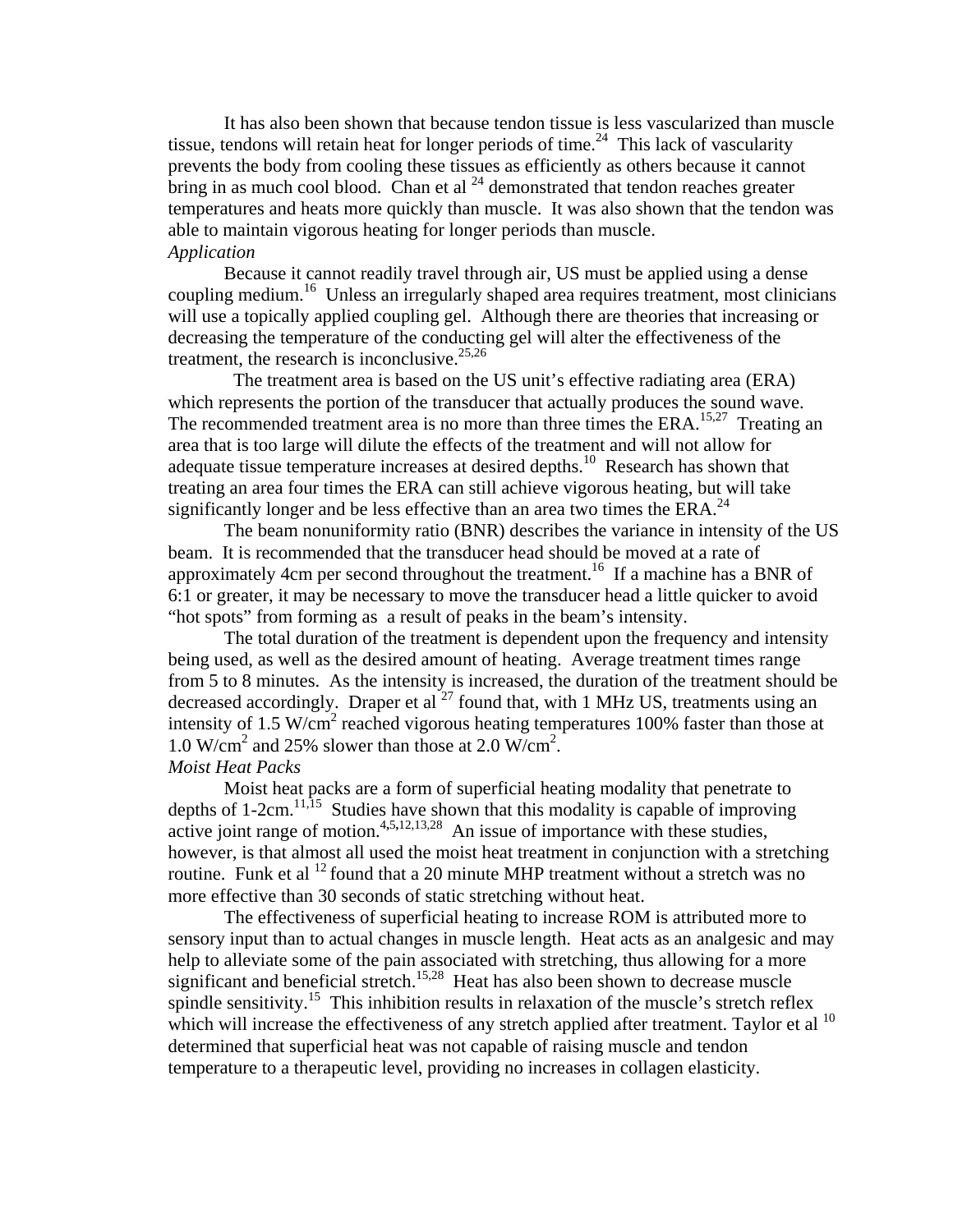It has also been shown that because tendon tissue is less vascularized than muscle tissue, tendons will retain heat for longer periods of time.[24] This lack of vascularity prevents the body from cooling these tissues as efficiently as others because it cannot bring in as much cool blood. Chan et al [24] demonstrated that tendon reaches greater temperatures and heats more quickly than muscle. It was also shown that the tendon was able to maintain vigorous heating for longer periods than muscle.

*Application*

Because it cannot readily travel through air, US must be applied using a dense coupling medium.[16] Unless an irregularly shaped area requires treatment, most clinicians will use a topically applied coupling gel. Although there are theories that increasing or decreasing the temperature of the conducting gel will alter the effectiveness of the treatment, the research is inconclusive.[25,26]

The treatment area is based on the US unit's effective radiating area (ERA) which represents the portion of the transducer that actually produces the sound wave. The recommended treatment area is no more than three times the ERA.[15,27] Treating an area that is too large will dilute the effects of the treatment and will not allow for adequate tissue temperature increases at desired depths.[10] Research has shown that treating an area four times the ERA can still achieve vigorous heating, but will take significantly longer and be less effective than an area two times the ERA.[24]

The beam nonuniformity ratio (BNR) describes the variance in intensity of the US beam. It is recommended that the transducer head should be moved at a rate of approximately 4cm per second throughout the treatment.[16] If a machine has a BNR of 6:1 or greater, it may be necessary to move the transducer head a little quicker to avoid "hot spots" from forming as a result of peaks in the beam's intensity.

The total duration of the treatment is dependent upon the frequency and intensity being used, as well as the desired amount of heating. Average treatment times range from 5 to 8 minutes. As the intensity is increased, the duration of the treatment should be decreased accordingly. Draper et al [27] found that, with 1 MHz US, treatments using an intensity of 1.5 $W/cm^2$ reached vigorous heating temperatures 100% faster than those at 1.0 $W/cm^2$ and 25% slower than those at 2.0 $W/cm^2$.

*Moist Heat Packs*

Moist heat packs are a form of superficial heating modality that penetrate to depths of 1-2cm.[11,15] Studies have shown that this modality is capable of improving active joint range of motion.[4,5,12,13,28] An issue of importance with these studies, however, is that almost all used the moist heat treatment in conjunction with a stretching routine. Funk et al [12] found that a 20 minute MHP treatment without a stretch was no more effective than 30 seconds of static stretching without heat.

The effectiveness of superficial heating to increase ROM is attributed more to sensory input than to actual changes in muscle length. Heat acts as an analgesic and may help to alleviate some of the pain associated with stretching, thus allowing for a more significant and beneficial stretch.[15,28] Heat has also been shown to decrease muscle spindle sensitivity.[15] This inhibition results in relaxation of the muscle's stretch reflex which will increase the effectiveness of any stretch applied after treatment. Taylor et al [10] determined that superficial heat was not capable of raising muscle and tendon temperature to a therapeutic level, providing no increases in collagen elasticity.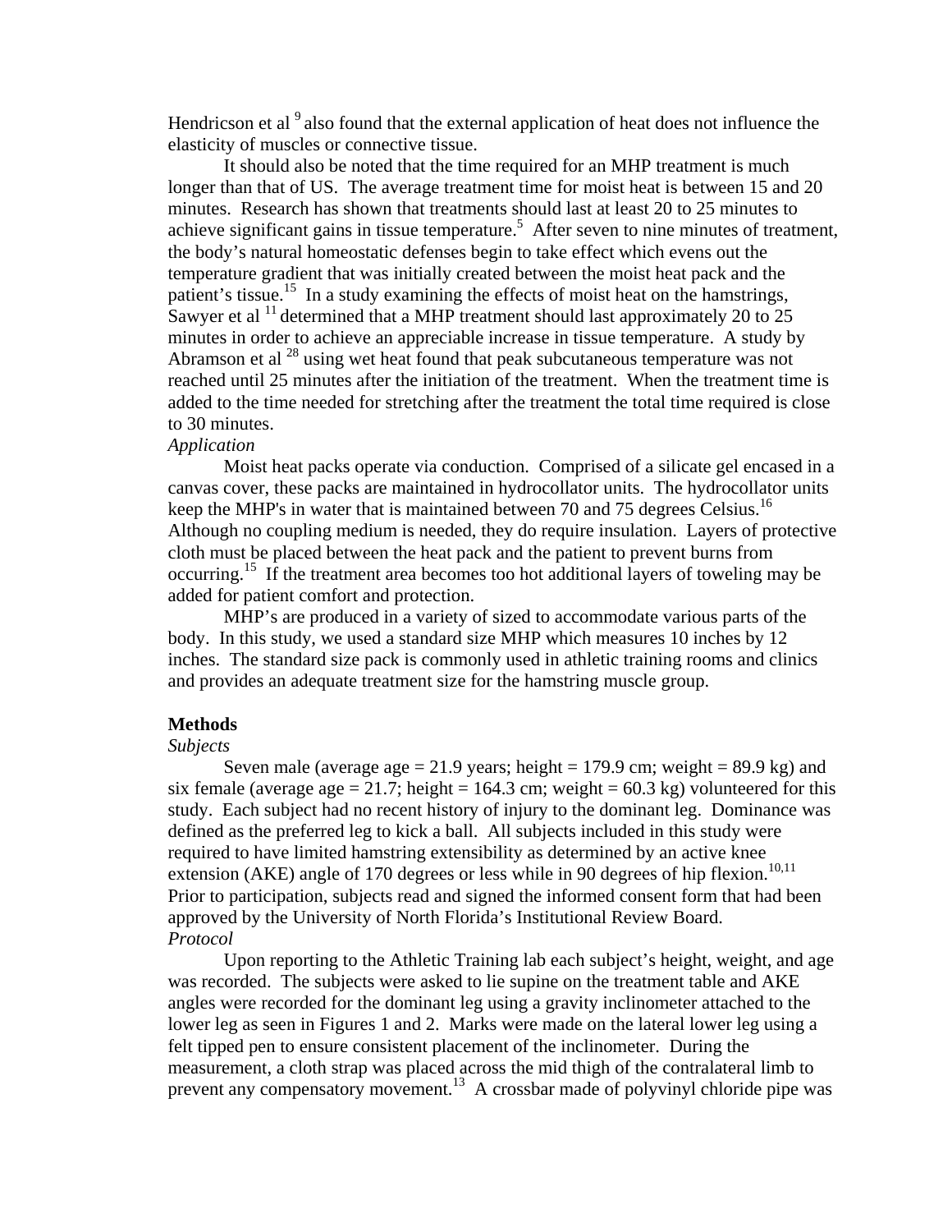Hendricson et al [9] also found that the external application of heat does not influence the elasticity of muscles or connective tissue.

It should also be noted that the time required for an MHP treatment is much longer than that of US. The average treatment time for moist heat is between 15 and 20 minutes. Research has shown that treatments should last at least 20 to 25 minutes to achieve significant gains in tissue temperature.[5] After seven to nine minutes of treatment, the body's natural homeostatic defenses begin to take effect which evens out the temperature gradient that was initially created between the moist heat pack and the patient's tissue.[15] In a study examining the effects of moist heat on the hamstrings, Sawyer et al [11] determined that a MHP treatment should last approximately 20 to 25 minutes in order to achieve an appreciable increase in tissue temperature. A study by Abramson et al [28] using wet heat found that peak subcutaneous temperature was not reached until 25 minutes after the initiation of the treatment. When the treatment time is added to the time needed for stretching after the treatment the total time required is close to 30 minutes.

*Application*

Moist heat packs operate via conduction. Comprised of a silicate gel encased in a canvas cover, these packs are maintained in hydrocollator units. The hydrocollator units keep the MHP's in water that is maintained between 70 and 75 degrees Celsius.[16] Although no coupling medium is needed, they do require insulation. Layers of protective cloth must be placed between the heat pack and the patient to prevent burns from occurring.[15] If the treatment area becomes too hot additional layers of toweling may be added for patient comfort and protection.

MHP's are produced in a variety of sized to accommodate various parts of the body. In this study, we used a standard size MHP which measures 10 inches by 12 inches. The standard size pack is commonly used in athletic training rooms and clinics and provides an adequate treatment size for the hamstring muscle group.

## Methods

*Subjects*

Seven male (average age = 21.9 years; height = 179.9 cm; weight = 89.9 kg) and six female (average age = 21.7; height = 164.3 cm; weight = 60.3 kg) volunteered for this study. Each subject had no recent history of injury to the dominant leg. Dominance was defined as the preferred leg to kick a ball. All subjects included in this study were required to have limited hamstring extensibility as determined by an active knee extension (AKE) angle of 170 degrees or less while in 90 degrees of hip flexion.[10,11] Prior to participation, subjects read and signed the informed consent form that had been approved by the University of North Florida's Institutional Review Board.

*Protocol*

Upon reporting to the Athletic Training lab each subject's height, weight, and age was recorded. The subjects were asked to lie supine on the treatment table and AKE angles were recorded for the dominant leg using a gravity inclinometer attached to the lower leg as seen in Figures 1 and 2. Marks were made on the lateral lower leg using a felt tipped pen to ensure consistent placement of the inclinometer. During the measurement, a cloth strap was placed across the mid thigh of the contralateral limb to prevent any compensatory movement.[13] A crossbar made of polyvinyl chloride pipe was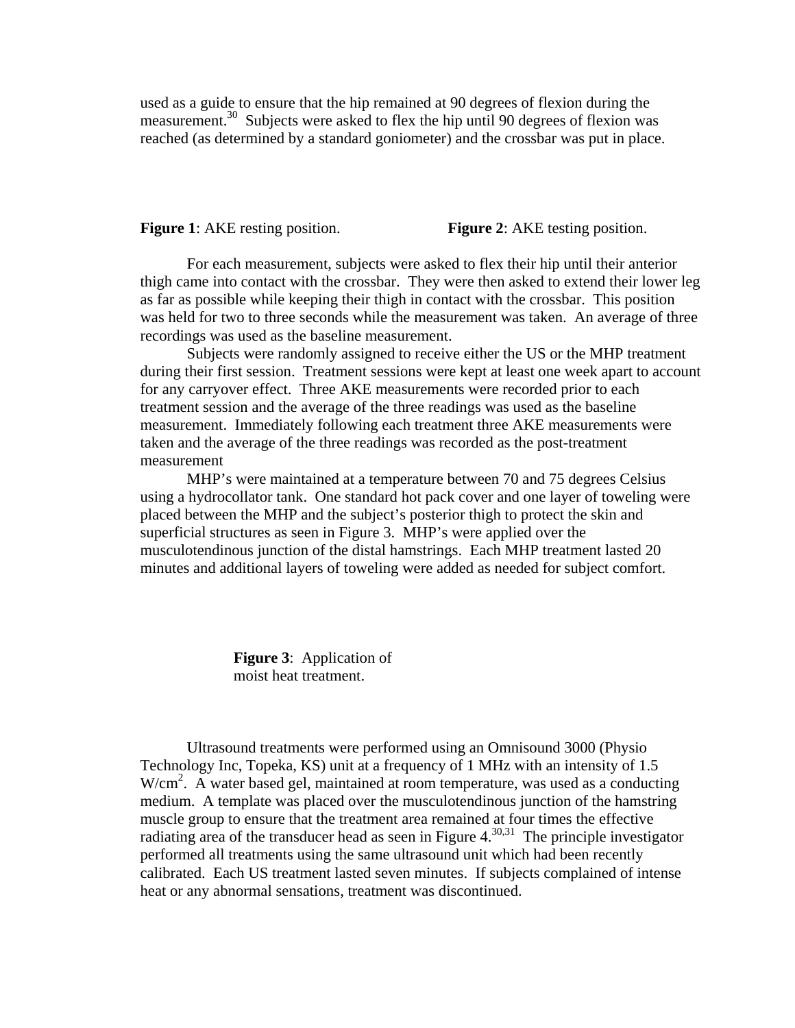used as a guide to ensure that the hip remained at 90 degrees of flexion during the measurement.[30] Subjects were asked to flex the hip until 90 degrees of flexion was reached (as determined by a standard goniometer) and the crossbar was put in place.

**Figure 1**: AKE resting position.

**Figure 2**: AKE testing position.

For each measurement, subjects were asked to flex their hip until their anterior thigh came into contact with the crossbar. They were then asked to extend their lower leg as far as possible while keeping their thigh in contact with the crossbar. This position was held for two to three seconds while the measurement was taken. An average of three recordings was used as the baseline measurement.

Subjects were randomly assigned to receive either the US or the MHP treatment during their first session. Treatment sessions were kept at least one week apart to account for any carryover effect. Three AKE measurements were recorded prior to each treatment session and the average of the three readings was used as the baseline measurement. Immediately following each treatment three AKE measurements were taken and the average of the three readings was recorded as the post-treatment measurement

MHP's were maintained at a temperature between 70 and 75 degrees Celsius using a hydrocollator tank. One standard hot pack cover and one layer of toweling were placed between the MHP and the subject's posterior thigh to protect the skin and superficial structures as seen in Figure 3. MHP's were applied over the musculotendinous junction of the distal hamstrings. Each MHP treatment lasted 20 minutes and additional layers of toweling were added as needed for subject comfort.

**Figure 3**: Application of moist heat treatment.

Ultrasound treatments were performed using an Omnisound 3000 (Physio Technology Inc, Topeka, KS) unit at a frequency of 1 MHz with an intensity of 1.5 $W/cm^2$. A water based gel, maintained at room temperature, was used as a conducting medium. A template was placed over the musculotendinous junction of the hamstring muscle group to ensure that the treatment area remained at four times the effective radiating area of the transducer head as seen in Figure 4.[30,31] The principle investigator performed all treatments using the same ultrasound unit which had been recently calibrated. Each US treatment lasted seven minutes. If subjects complained of intense heat or any abnormal sensations, treatment was discontinued.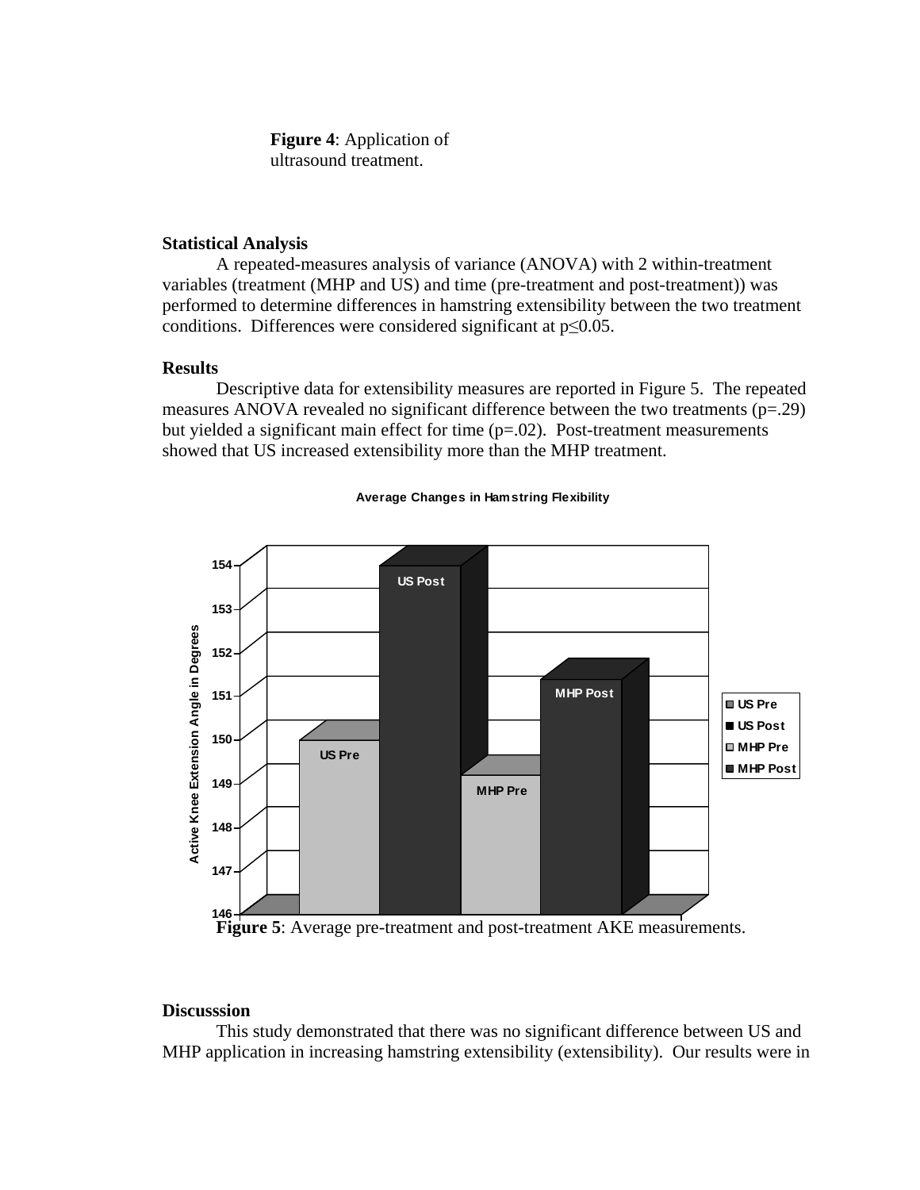**Figure 4**: Application of ultrasound treatment.

### Statistical Analysis

A repeated-measures analysis of variance (ANOVA) with 2 within-treatment variables (treatment (MHP and US) and time (pre-treatment and post-treatment)) was performed to determine differences in hamstring extensibility between the two treatment conditions. Differences were considered significant at $p \leq 0.05$.

### Results

Descriptive data for extensibility measures are reported in Figure 5. The repeated measures ANOVA revealed no significant difference between the two treatments ($p=.29$) but yielded a significant main effect for time ($p=.02$). Post-treatment measurements showed that US increased extensibility more than the MHP treatment.

**Average Changes in Hamstring Flexibility**

Active Knee Extension Angle in Degrees

| | US Pre | US Post | MHP Pre | MHP Post |
|---|---|---|---|---|
| Value (approx.) | 149.9 | 153.9 | 149.1 | 151.3 |

**Figure 5**: Average pre-treatment and post-treatment AKE measurements.

### Discusssion

This study demonstrated that there was no significant difference between US and MHP application in increasing hamstring extensibility (extensibility). Our results were in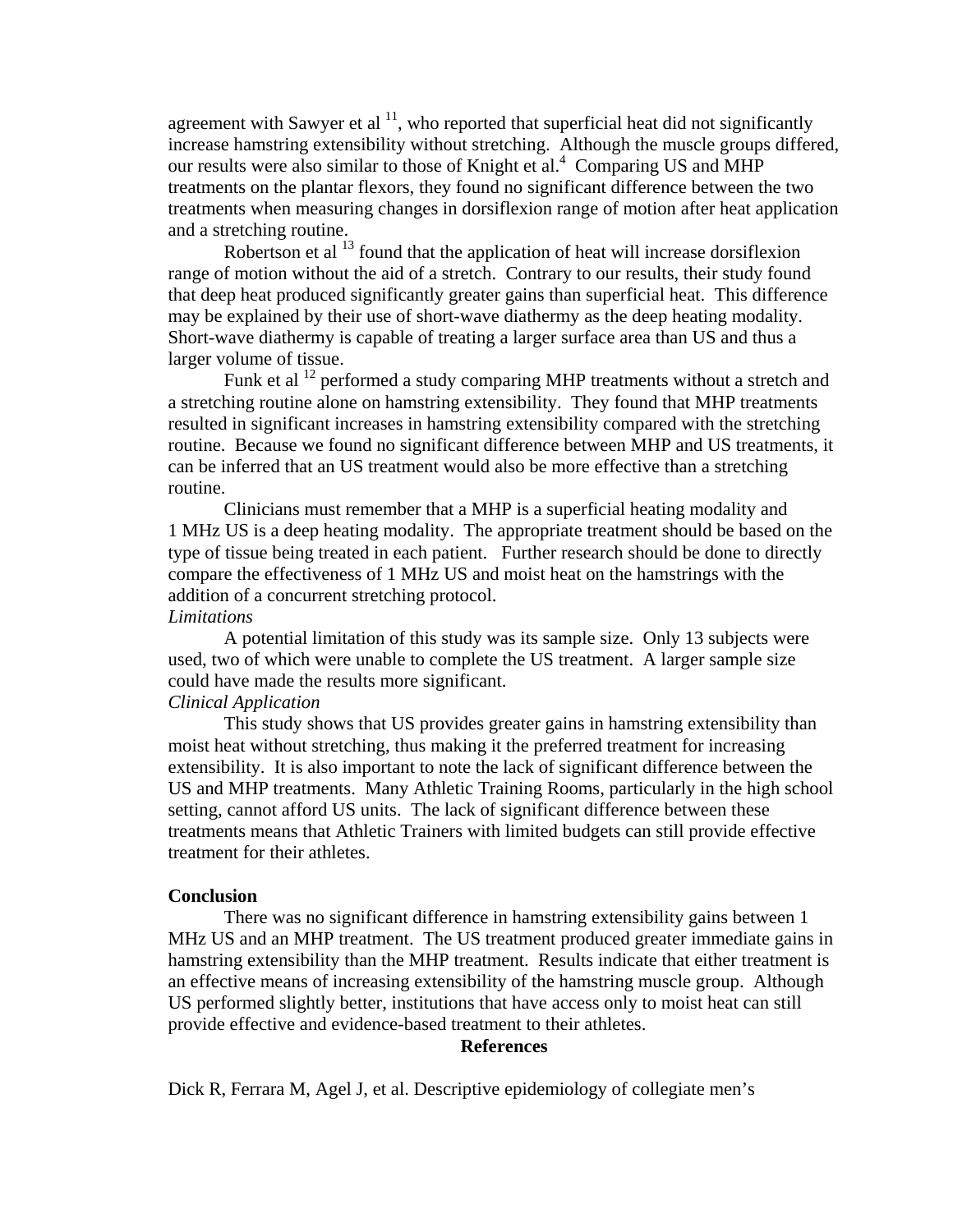agreement with Sawyer et al [11], who reported that superficial heat did not significantly increase hamstring extensibility without stretching. Although the muscle groups differed, our results were also similar to those of Knight et al.[4] Comparing US and MHP treatments on the plantar flexors, they found no significant difference between the two treatments when measuring changes in dorsiflexion range of motion after heat application and a stretching routine.

Robertson et al [13] found that the application of heat will increase dorsiflexion range of motion without the aid of a stretch. Contrary to our results, their study found that deep heat produced significantly greater gains than superficial heat. This difference may be explained by their use of short-wave diathermy as the deep heating modality. Short-wave diathermy is capable of treating a larger surface area than US and thus a larger volume of tissue.

Funk et al [12] performed a study comparing MHP treatments without a stretch and a stretching routine alone on hamstring extensibility. They found that MHP treatments resulted in significant increases in hamstring extensibility compared with the stretching routine. Because we found no significant difference between MHP and US treatments, it can be inferred that an US treatment would also be more effective than a stretching routine.

Clinicians must remember that a MHP is a superficial heating modality and 1 MHz US is a deep heating modality. The appropriate treatment should be based on the type of tissue being treated in each patient. Further research should be done to directly compare the effectiveness of 1 MHz US and moist heat on the hamstrings with the addition of a concurrent stretching protocol.

*Limitations*

A potential limitation of this study was its sample size. Only 13 subjects were used, two of which were unable to complete the US treatment. A larger sample size could have made the results more significant.

*Clinical Application*

This study shows that US provides greater gains in hamstring extensibility than moist heat without stretching, thus making it the preferred treatment for increasing extensibility. It is also important to note the lack of significant difference between the US and MHP treatments. Many Athletic Training Rooms, particularly in the high school setting, cannot afford US units. The lack of significant difference between these treatments means that Athletic Trainers with limited budgets can still provide effective treatment for their athletes.

**Conclusion**

There was no significant difference in hamstring extensibility gains between 1 MHz US and an MHP treatment. The US treatment produced greater immediate gains in hamstring extensibility than the MHP treatment. Results indicate that either treatment is an effective means of increasing extensibility of the hamstring muscle group. Although US performed slightly better, institutions that have access only to moist heat can still provide effective and evidence-based treatment to their athletes.

**References**

Dick R, Ferrara M, Agel J, et al. Descriptive epidemiology of collegiate men's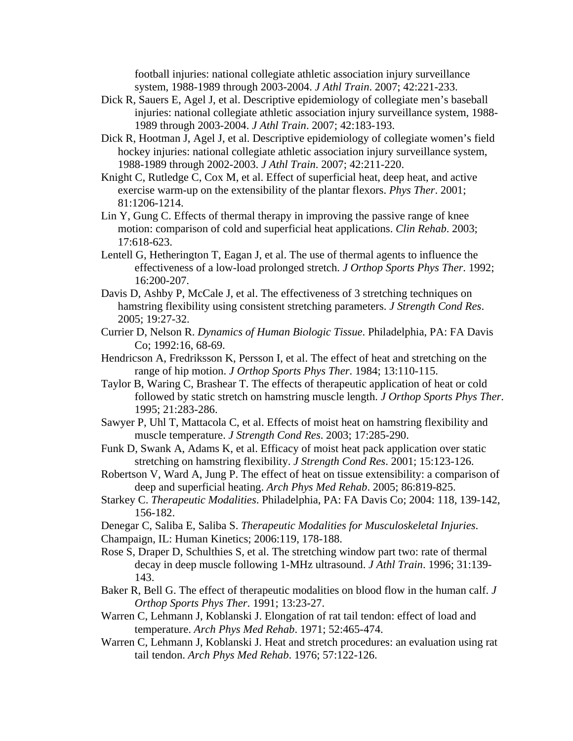football injuries: national collegiate athletic association injury surveillance system, 1988-1989 through 2003-2004. *J Athl Train*. 2007; 42:221-233.

Dick R, Sauers E, Agel J, et al. Descriptive epidemiology of collegiate men's baseball injuries: national collegiate athletic association injury surveillance system, 1988-1989 through 2003-2004. *J Athl Train*. 2007; 42:183-193.

Dick R, Hootman J, Agel J, et al. Descriptive epidemiology of collegiate women's field hockey injuries: national collegiate athletic association injury surveillance system, 1988-1989 through 2002-2003. *J Athl Train*. 2007; 42:211-220.

Knight C, Rutledge C, Cox M, et al. Effect of superficial heat, deep heat, and active exercise warm-up on the extensibility of the plantar flexors. *Phys Ther*. 2001; 81:1206-1214.

Lin Y, Gung C. Effects of thermal therapy in improving the passive range of knee motion: comparison of cold and superficial heat applications. *Clin Rehab*. 2003; 17:618-623.

Lentell G, Hetherington T, Eagan J, et al. The use of thermal agents to influence the effectiveness of a low-load prolonged stretch. *J Orthop Sports Phys Ther*. 1992; 16:200-207.

Davis D, Ashby P, McCale J, et al. The effectiveness of 3 stretching techniques on hamstring flexibility using consistent stretching parameters. *J Strength Cond Res*. 2005; 19:27-32.

Currier D, Nelson R. *Dynamics of Human Biologic Tissue*. Philadelphia, PA: FA Davis Co; 1992:16, 68-69.

Hendricson A, Fredriksson K, Persson I, et al. The effect of heat and stretching on the range of hip motion. *J Orthop Sports Phys Ther*. 1984; 13:110-115.

Taylor B, Waring C, Brashear T. The effects of therapeutic application of heat or cold followed by static stretch on hamstring muscle length. *J Orthop Sports Phys Ther*. 1995; 21:283-286.

Sawyer P, Uhl T, Mattacola C, et al. Effects of moist heat on hamstring flexibility and muscle temperature. *J Strength Cond Res*. 2003; 17:285-290.

Funk D, Swank A, Adams K, et al. Efficacy of moist heat pack application over static stretching on hamstring flexibility. *J Strength Cond Res*. 2001; 15:123-126.

Robertson V, Ward A, Jung P. The effect of heat on tissue extensibility: a comparison of deep and superficial heating. *Arch Phys Med Rehab*. 2005; 86:819-825.

Starkey C. *Therapeutic Modalities*. Philadelphia, PA: FA Davis Co; 2004: 118, 139-142, 156-182.

Denegar C, Saliba E, Saliba S. *Therapeutic Modalities for Musculoskeletal Injuries*. Champaign, IL: Human Kinetics; 2006:119, 178-188.

Rose S, Draper D, Schulthies S, et al. The stretching window part two: rate of thermal decay in deep muscle following 1-MHz ultrasound. *J Athl Train*. 1996; 31:139-143.

Baker R, Bell G. The effect of therapeutic modalities on blood flow in the human calf. *J Orthop Sports Phys Ther*. 1991; 13:23-27.

Warren C, Lehmann J, Koblanski J. Elongation of rat tail tendon: effect of load and temperature. *Arch Phys Med Rehab*. 1971; 52:465-474.

Warren C, Lehmann J, Koblanski J. Heat and stretch procedures: an evaluation using rat tail tendon. *Arch Phys Med Rehab*. 1976; 57:122-126.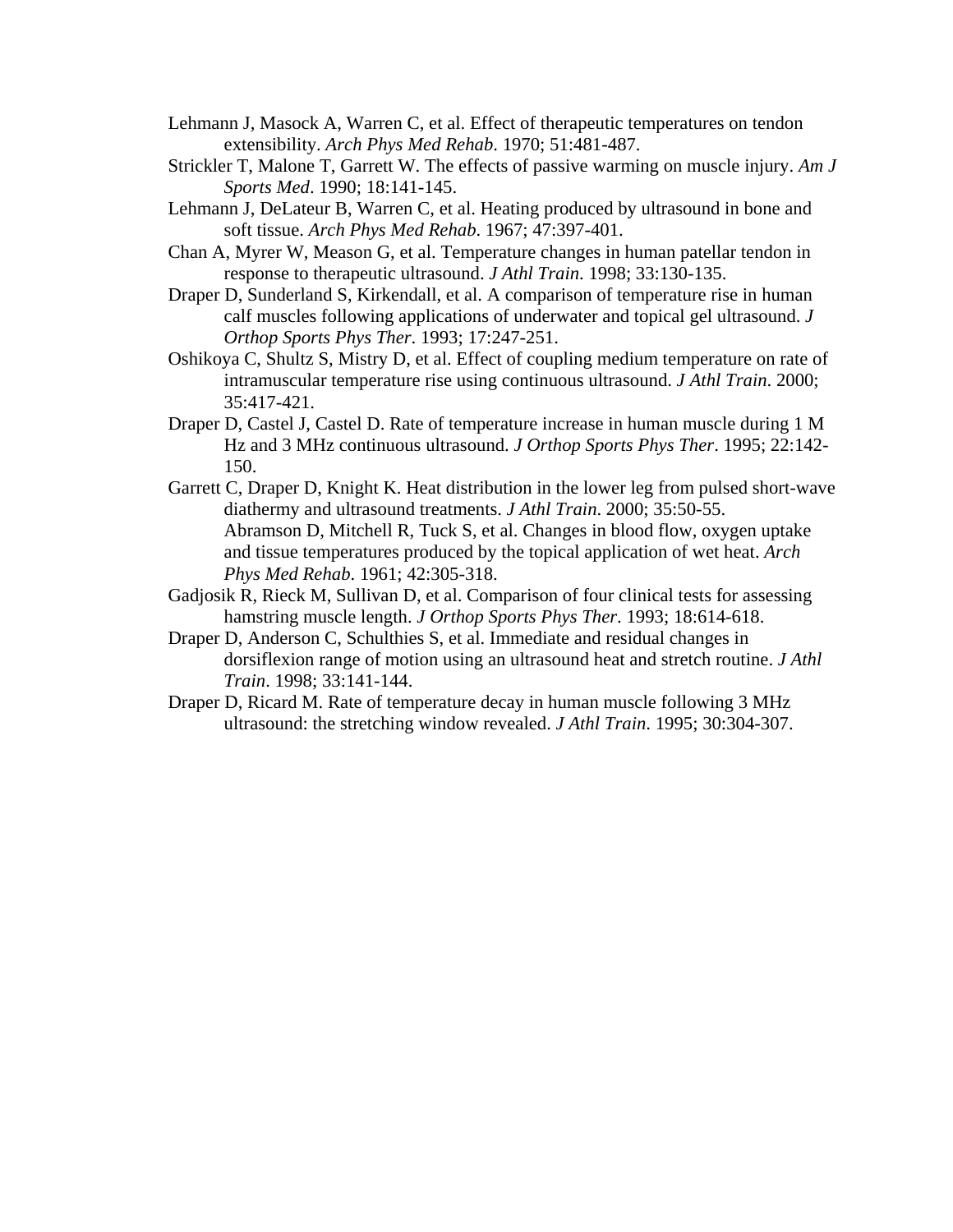Lehmann J, Masock A, Warren C, et al. Effect of therapeutic temperatures on tendon extensibility. *Arch Phys Med Rehab*. 1970; 51:481-487.

Strickler T, Malone T, Garrett W. The effects of passive warming on muscle injury. *Am J Sports Med*. 1990; 18:141-145.

Lehmann J, DeLateur B, Warren C, et al. Heating produced by ultrasound in bone and soft tissue. *Arch Phys Med Rehab*. 1967; 47:397-401.

Chan A, Myrer W, Meason G, et al. Temperature changes in human patellar tendon in response to therapeutic ultrasound. *J Athl Train*. 1998; 33:130-135.

Draper D, Sunderland S, Kirkendall, et al. A comparison of temperature rise in human calf muscles following applications of underwater and topical gel ultrasound. *J Orthop Sports Phys Ther*. 1993; 17:247-251.

Oshikoya C, Shultz S, Mistry D, et al. Effect of coupling medium temperature on rate of intramuscular temperature rise using continuous ultrasound. *J Athl Train*. 2000; 35:417-421.

Draper D, Castel J, Castel D. Rate of temperature increase in human muscle during 1 M Hz and 3 MHz continuous ultrasound. *J Orthop Sports Phys Ther*. 1995; 22:142-150.

Garrett C, Draper D, Knight K. Heat distribution in the lower leg from pulsed short-wave diathermy and ultrasound treatments. *J Athl Train*. 2000; 35:50-55.
Abramson D, Mitchell R, Tuck S, et al. Changes in blood flow, oxygen uptake and tissue temperatures produced by the topical application of wet heat. *Arch Phys Med Rehab*. 1961; 42:305-318.

Gadjosik R, Rieck M, Sullivan D, et al. Comparison of four clinical tests for assessing hamstring muscle length. *J Orthop Sports Phys Ther*. 1993; 18:614-618.

Draper D, Anderson C, Schulthies S, et al. Immediate and residual changes in dorsiflexion range of motion using an ultrasound heat and stretch routine. *J Athl Train*. 1998; 33:141-144.

Draper D, Ricard M. Rate of temperature decay in human muscle following 3 MHz ultrasound: the stretching window revealed. *J Athl Train*. 1995; 30:304-307.